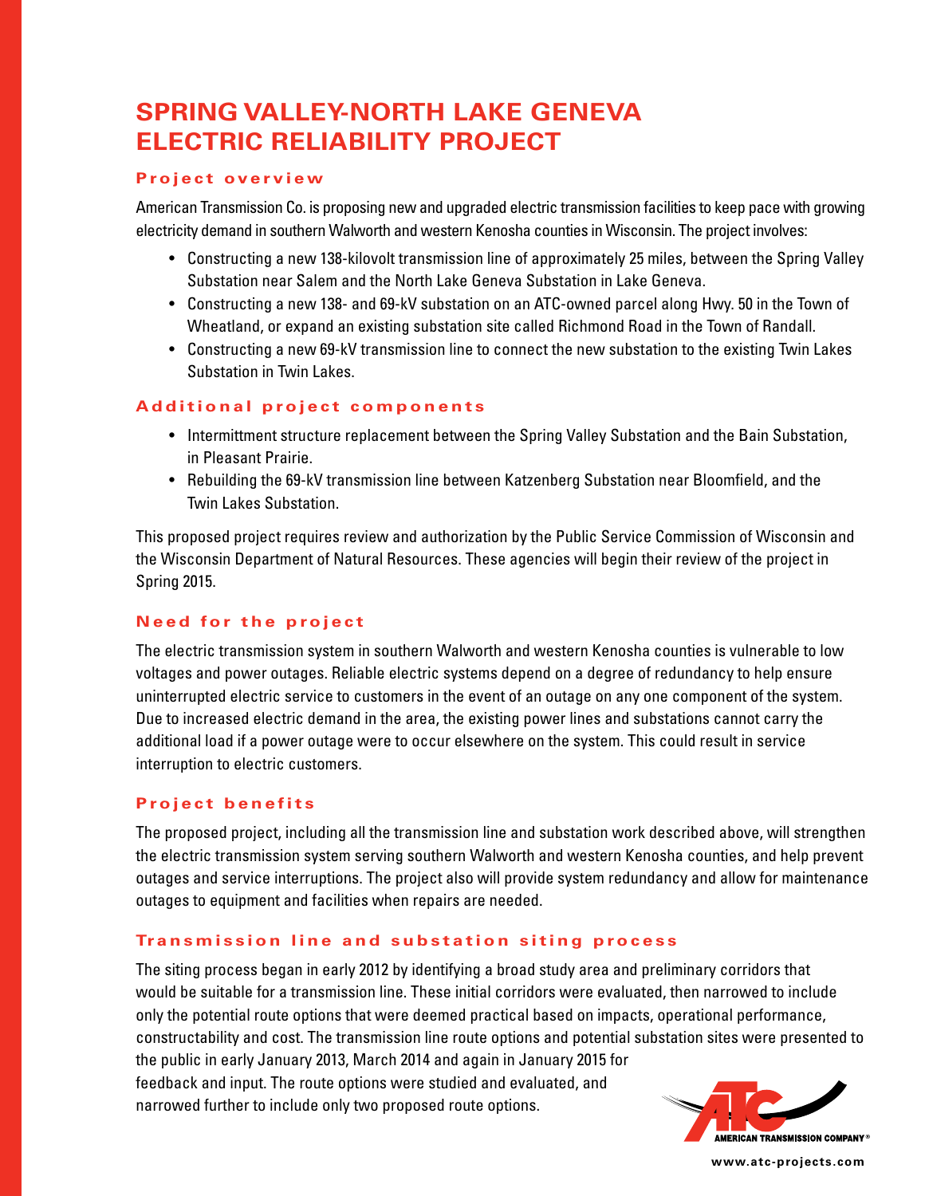# SPRING VALLEY-NORTH LAKE GENEVA ELECTRIC RELIABILITY PROJECT

## Project overview

American Transmission Co. is proposing new and upgraded electric transmission facilities to keep pace with growing electricity demand in southern Walworth and western Kenosha counties in Wisconsin. The project involves:

- Constructing a new 138-kilovolt transmission line of approximately 25 miles, between the Spring Valley Substation near Salem and the North Lake Geneva Substation in Lake Geneva.
- Constructing a new 138- and 69-kV substation on an ATC-owned parcel along Hwy. 50 in the Town of Wheatland, or expand an existing substation site called Richmond Road in the Town of Randall.
- Constructing a new 69-kV transmission line to connect the new substation to the existing Twin Lakes Substation in Twin Lakes.

## Additional project components

- Intermittment structure replacement between the Spring Valley Substation and the Bain Substation, in Pleasant Prairie.
- Rebuilding the 69-kV transmission line between Katzenberg Substation near Bloomfield, and the Twin Lakes Substation.

This proposed project requires review and authorization by the Public Service Commission of Wisconsin and the Wisconsin Department of Natural Resources. These agencies will begin their review of the project in Spring 2015.

## Need for the project

The electric transmission system in southern Walworth and western Kenosha counties is vulnerable to low voltages and power outages. Reliable electric systems depend on a degree of redundancy to help ensure uninterrupted electric service to customers in the event of an outage on any one component of the system. Due to increased electric demand in the area, the existing power lines and substations cannot carry the additional load if a power outage were to occur elsewhere on the system. This could result in service interruption to electric customers.

## Project benefits

The proposed project, including all the transmission line and substation work described above, will strengthen the electric transmission system serving southern Walworth and western Kenosha counties, and help prevent outages and service interruptions. The project also will provide system redundancy and allow for maintenance outages to equipment and facilities when repairs are needed.

## Transmission line and substation siting process

The siting process began in early 2012 by identifying a broad study area and preliminary corridors that would be suitable for a transmission line. These initial corridors were evaluated, then narrowed to include only the potential route options that were deemed practical based on impacts, operational performance, constructability and cost. The transmission line route options and potential substation sites were presented to the public in early January 2013, March 2014 and again in January 2015 for feedback and input. The route options were studied and evaluated, and narrowed further to include only two proposed route options.

AMERICAN TRANSMISSION COMPANY®

www.atc-projects.com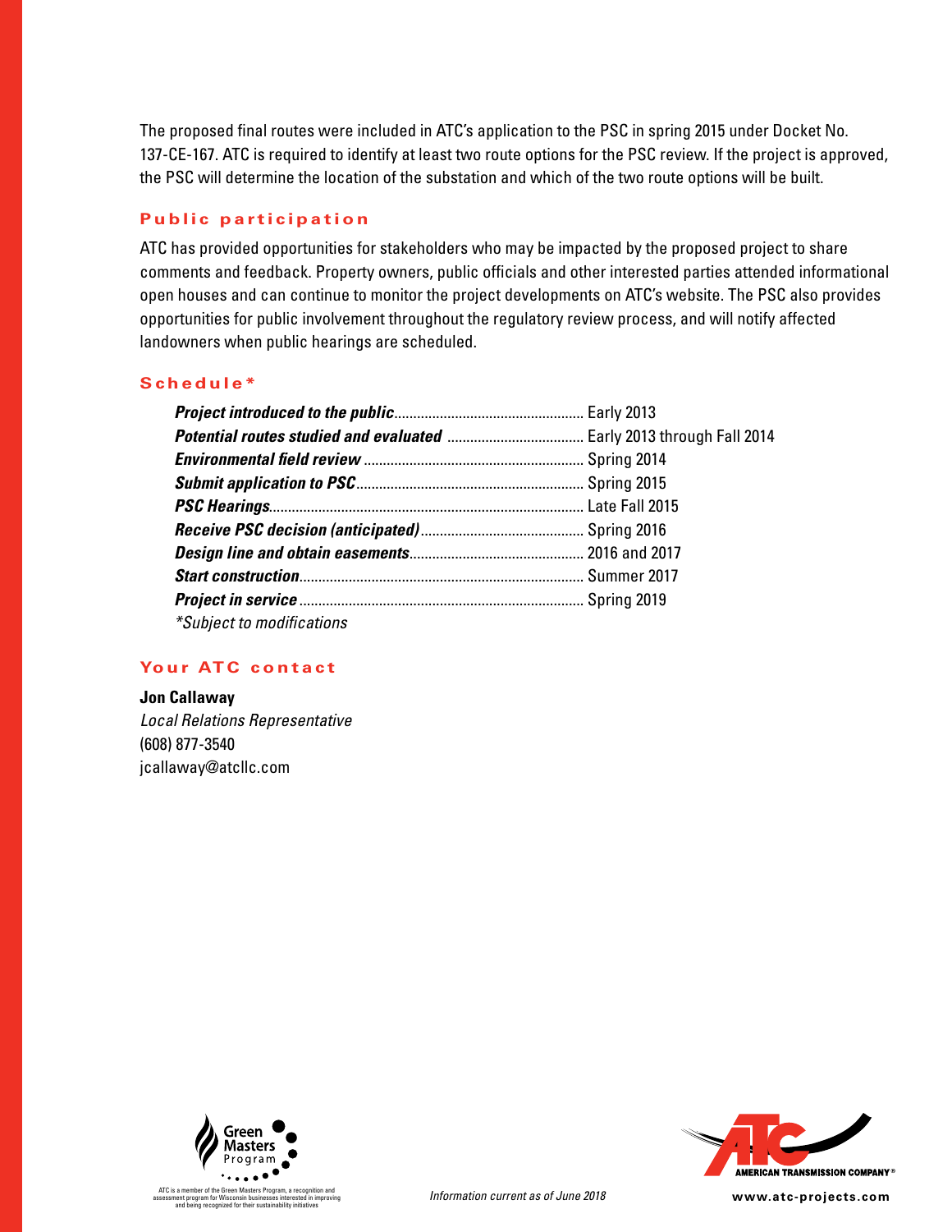The proposed final routes were included in ATC's application to the PSC in spring 2015 under Docket No. 137-CE-167. ATC is required to identify at least two route options for the PSC review. If the project is approved, the PSC will determine the location of the substation and which of the two route options will be built.

## Public participation

ATC has provided opportunities for stakeholders who may be impacted by the proposed project to share comments and feedback. Property owners, public officials and other interested parties attended informational open houses and can continue to monitor the project developments on ATC's website. The PSC also provides opportunities for public involvement throughout the regulatory review process, and will notify affected landowners when public hearings are scheduled.

## Schedule*

| | |
|---|---|
| ***Project introduced to the public*** | Early 2013 |
| ***Potential routes studied and evaluated*** | Early 2013 through Fall 2014 |
| ***Environmental field review*** | Spring 2014 |
| ***Submit application to PSC*** | Spring 2015 |
| ***PSC Hearings*** | Late Fall 2015 |
| ***Receive PSC decision (anticipated)*** | Spring 2016 |
| ***Design line and obtain easements*** | 2016 and 2017 |
| ***Start construction*** | Summer 2017 |
| ***Project in service*** | Spring 2019 |

*\*Subject to modifications*

## Your ATC contact

**Jon Callaway**
*Local Relations Representative*
(608) 877-3540
jcallaway@atcllc.com

Green Masters Program

ATC is a member of the Green Masters Program, a recognition and assessment program for Wisconsin businesses interested in improving and being recognized for their sustainability initiatives

*Information current as of June 2018*

AMERICAN TRANSMISSION COMPANY®

www.atc-projects.com